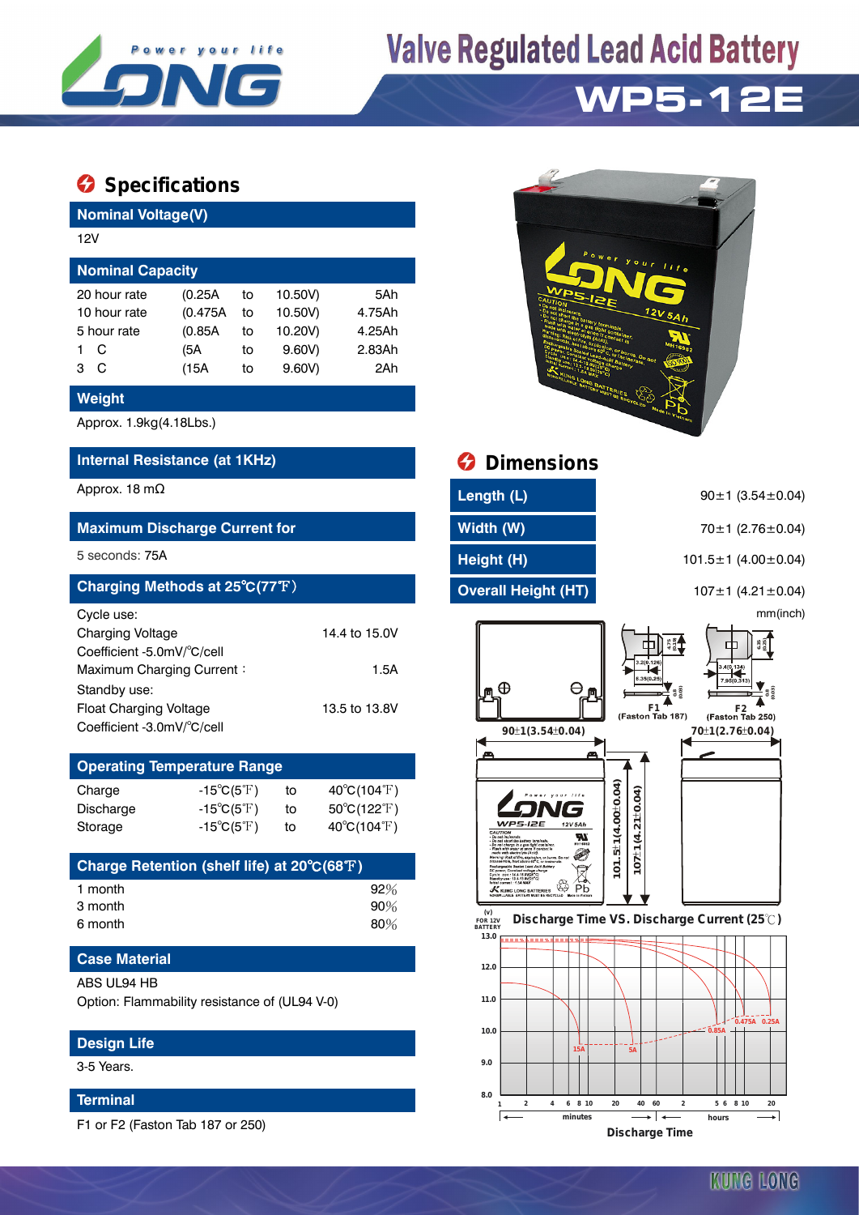# Valve Regulated Lead Acid Battery

# WP5-12E

## Specifications

### Nominal Voltage(V)

12V

### Nominal Capacity

| | | | | |
|---|---|---|---|---|
| 20 hour rate | (0.25A | to | 10.50V) | 5Ah |
| 10 hour rate | (0.475A | to | 10.50V) | 4.75Ah |
| 5 hour rate | (0.85A | to | 10.20V) | 4.25Ah |
| 1 C | (5A | to | 9.60V) | 2.83Ah |
| 3 C | (15A | to | 9.60V) | 2Ah |

### Weight

Approx. 1.9kg(4.18Lbs.)

### Internal Resistance (at 1KHz)

Approx. 18 mΩ

### Maximum Discharge Current for

5 seconds: 75A

### Charging Methods at 25℃(77℉)

Cycle use:

| | |
|---|---|
| Charging Voltage | 14.4 to 15.0V |
| Coefficient -5.0mV/°C/cell | |
| Maximum Charging Current： | 1.5A |

Standby use:

| | |
|---|---|
| Float Charging Voltage | 13.5 to 13.8V |
| Coefficient -3.0mV/°C/cell | |

### Operating Temperature Range

| | | | |
|---|---|---|---|
| Charge | -15℃(5℉) | to | 40℃(104℉) |
| Discharge | -15℃(5℉) | to | 50℃(122℉) |
| Storage | -15℃(5℉) | to | 40℃(104℉) |

### Charge Retention (shelf life) at 20℃(68℉)

| | |
|---|---|
| 1 month | 92% |
| 3 month | 90% |
| 6 month | 80% |

### Case Material

ABS UL94 HB

Option: Flammability resistance of (UL94 V-0)

### Design Life

3-5 Years.

### Terminal

F1 or F2 (Faston Tab 187 or 250)

## Dimensions

| | |
|---|---|
| Length (L) | 90±1 (3.54±0.04) |
| Width (W) | 70±1 (2.76±0.04) |
| Height (H) | 101.5±1 (4.00±0.04) |
| Overall Height (HT) | 107±1 (4.21±0.04) |

mm(inch)

F1 (Faston Tab 187)

F2 (Faston Tab 250)

### Discharge Time VS. Discharge Current (25℃)

Discharge Time

KUNG LONG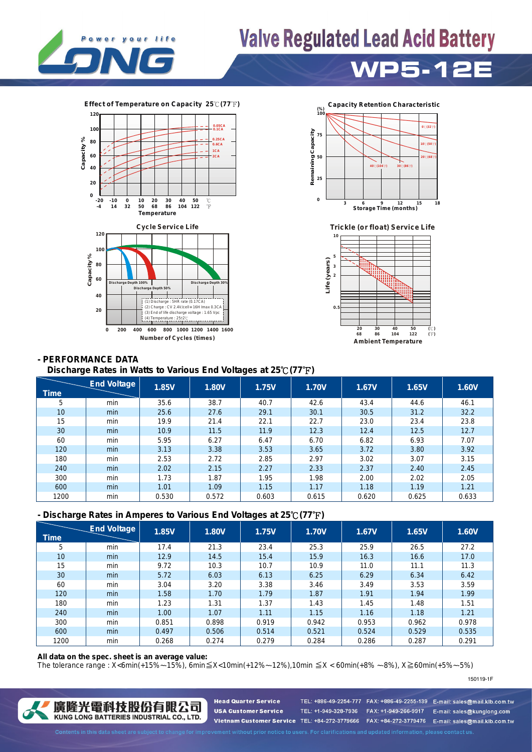Power your life

LONG

# Valve Regulated Lead Acid Battery

# WP5-12E

Effect of Temperature on Capacity 25℃(77℉)

120
100
80
60
40
20
0
Capacity %
0.05CA
0.1CA
0.25CA
0.6CA
1CA
2CA
-20 -10 0 10 20 30 40 50 ℃
-4 14 32 50 68 86 104 122 ℉
Temperature

Capacity Retention Characteristic

(%)
100
75
50
25
0
Remaining Capacity
0℃(32℉)
10℃(50℉)
20℃(68℉)
40℃(104℉)
30℃(86℉)
3 6 9 12 15 18
Storage Time (months)

Cycle Service Life

120
100
80
60
40
20
Capacity %
Discharge Depth 100%
Discharge Depth 50%
Discharge Depth 30%
(1) Discharge : 5HR rate (0.17CA)
(2) Charge : CV 2.4V/cell※16H Imax 0.3CA
(3) End of life discharge voltage : 1.65 Vpc
(4) Temperature : 25±2℃
0 200 400 600 800 1000 1200 1400 1600
Number of Cycles (times)

Trickle (or float) Service Life

10
5
3
2
0.5
Life (years)
20 30 40 50 (℃)
68 86 104 122 (℉)
Ambient Temperature

## - PERFORMANCE DATA

### Discharge Rates in Watts to Various End Voltages at 25℃(77℉)

| Time | | 1.85V | 1.80V | 1.75V | 1.70V | 1.67V | 1.65V | 1.60V |
|---|---|---|---|---|---|---|---|---|
| 5 | min | 35.6 | 38.7 | 40.7 | 42.6 | 43.4 | 44.6 | 46.1 |
| 10 | min | 25.6 | 27.6 | 29.1 | 30.1 | 30.5 | 31.2 | 32.2 |
| 15 | min | 19.9 | 21.4 | 22.1 | 22.7 | 23.0 | 23.4 | 23.8 |
| 30 | min | 10.9 | 11.5 | 11.9 | 12.3 | 12.4 | 12.5 | 12.7 |
| 60 | min | 5.95 | 6.27 | 6.47 | 6.70 | 6.82 | 6.93 | 7.07 |
| 120 | min | 3.13 | 3.38 | 3.53 | 3.65 | 3.72 | 3.80 | 3.92 |
| 180 | min | 2.53 | 2.72 | 2.85 | 2.97 | 3.02 | 3.07 | 3.15 |
| 240 | min | 2.02 | 2.15 | 2.27 | 2.33 | 2.37 | 2.40 | 2.45 |
| 300 | min | 1.73 | 1.87 | 1.95 | 1.98 | 2.00 | 2.02 | 2.05 |
| 600 | min | 1.01 | 1.09 | 1.15 | 1.17 | 1.18 | 1.19 | 1.21 |
| 1200 | min | 0.530 | 0.572 | 0.603 | 0.615 | 0.620 | 0.625 | 0.633 |

### - Discharge Rates in Amperes to Various End Voltages at 25℃(77℉)

| Time | | 1.85V | 1.80V | 1.75V | 1.70V | 1.67V | 1.65V | 1.60V |
|---|---|---|---|---|---|---|---|---|
| 5 | min | 17.4 | 21.3 | 23.4 | 25.3 | 25.9 | 26.5 | 27.2 |
| 10 | min | 12.9 | 14.5 | 15.4 | 15.9 | 16.3 | 16.6 | 17.0 |
| 15 | min | 9.72 | 10.3 | 10.7 | 10.9 | 11.0 | 11.1 | 11.3 |
| 30 | min | 5.72 | 6.03 | 6.13 | 6.25 | 6.29 | 6.34 | 6.42 |
| 60 | min | 3.04 | 3.20 | 3.38 | 3.46 | 3.49 | 3.53 | 3.59 |
| 120 | min | 1.58 | 1.70 | 1.79 | 1.87 | 1.91 | 1.94 | 1.99 |
| 180 | min | 1.23 | 1.31 | 1.37 | 1.43 | 1.45 | 1.48 | 1.51 |
| 240 | min | 1.00 | 1.07 | 1.11 | 1.15 | 1.16 | 1.18 | 1.21 |
| 300 | min | 0.851 | 0.898 | 0.919 | 0.942 | 0.953 | 0.962 | 0.978 |
| 600 | min | 0.497 | 0.506 | 0.514 | 0.521 | 0.524 | 0.529 | 0.535 |
| 1200 | min | 0.268 | 0.274 | 0.279 | 0.284 | 0.286 | 0.287 | 0.291 |

**All data on the spec. sheet is an average value:**
The tolerance range : X<6min(+15%~15%), 6min≦X<10min(+12%~12%),10min ≦X < 60min(+8% ~8%), X≧60min(+5%~5%)

150119-1F

廣隆光電科技股份有限公司
KUNG LONG BATTERIES INDUSTRIAL CO., LTD.

| | | | |
|---|---|---|---|
| Head Quarter Service | TEL: +886-49-2254-777 | FAX: +886-49-2255-139 | E-mail: sales@mail.klb.com.tw |
| USA Customer Service | TEL: +1-949-328-7936 | FAX: +1-949-266-9917 | E-mail: sales@kunglong.com |
| Vietnam Customer Service | TEL: +84-272-3779666 | FAX: +84-272-3779476 | E-mail: sales@mail.klb.com.tw |

Contents in this data sheet are subject to change for improvement without prior notice to users. For clarifications and updated information, please contact us.